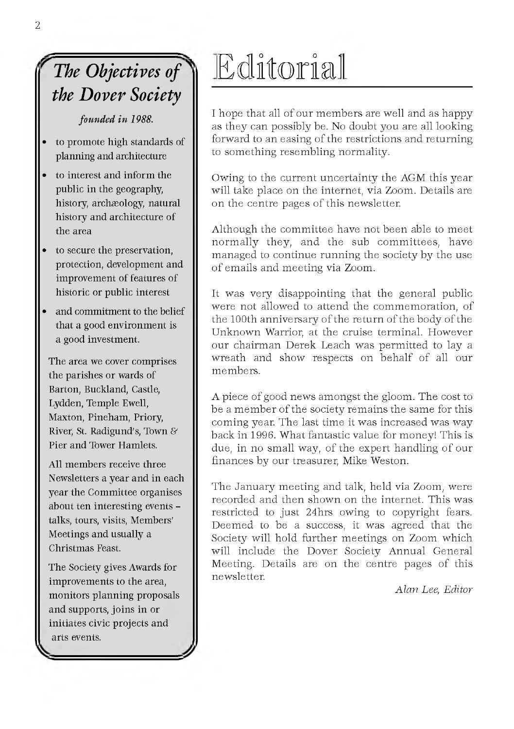## *The Objectives of the Dover Society*

***founded in 1988.***

- to promote high standards of planning and architecture
- to interest and inform the public in the geography, history, archæology, natural history and architecture of the area
- to secure the preservation, protection, development and improvement of features of historic or public interest
- and commitment to the belief that a good environment is a good investment.

The area we cover comprises the parishes or wards of Barton, Buckland, Castle, Lydden, Temple Ewell, Maxton, Pineham, Priory, River, St. Radigund's, Town & Pier and Tower Hamlets.

All members receive three Newsletters a year and in each year the Committee organises about ten interesting events – talks, tours, visits, Members' Meetings and usually a Christmas Feast.

The Society gives Awards for improvements to the area, monitors planning proposals and supports, joins in or initiates civic projects and arts events.

# Editorial

I hope that all of our members are well and as happy as they can possibly be. No doubt you are all looking forward to an easing of the restrictions and returning to something resembling normality.

Owing to the current uncertainty the AGM this year will take place on the internet, via Zoom. Details are on the centre pages of this newsletter.

Although the committee have not been able to meet normally they, and the sub committees, have managed to continue running the society by the use of emails and meeting via Zoom.

It was very disappointing that the general public were not allowed to attend the commemoration, of the 100th anniversary of the return of the body of the Unknown Warrior, at the cruise terminal. However our chairman Derek Leach was permitted to lay a wreath and show respects on behalf of all our members.

A piece of good news amongst the gloom. The cost to be a member of the society remains the same for this coming year. The last time it was increased was way back in 1996. What fantastic value for money! This is due, in no small way, of the expert handling of our finances by our treasurer, Mike Weston.

The January meeting and talk, held via Zoom, were recorded and then shown on the internet. This was restricted to just 24hrs owing to copyright fears. Deemed to be a success, it was agreed that the Society will hold further meetings on Zoom which will include the Dover Society Annual General Meeting. Details are on the centre pages of this newsletter.

*Alan Lee, Editor*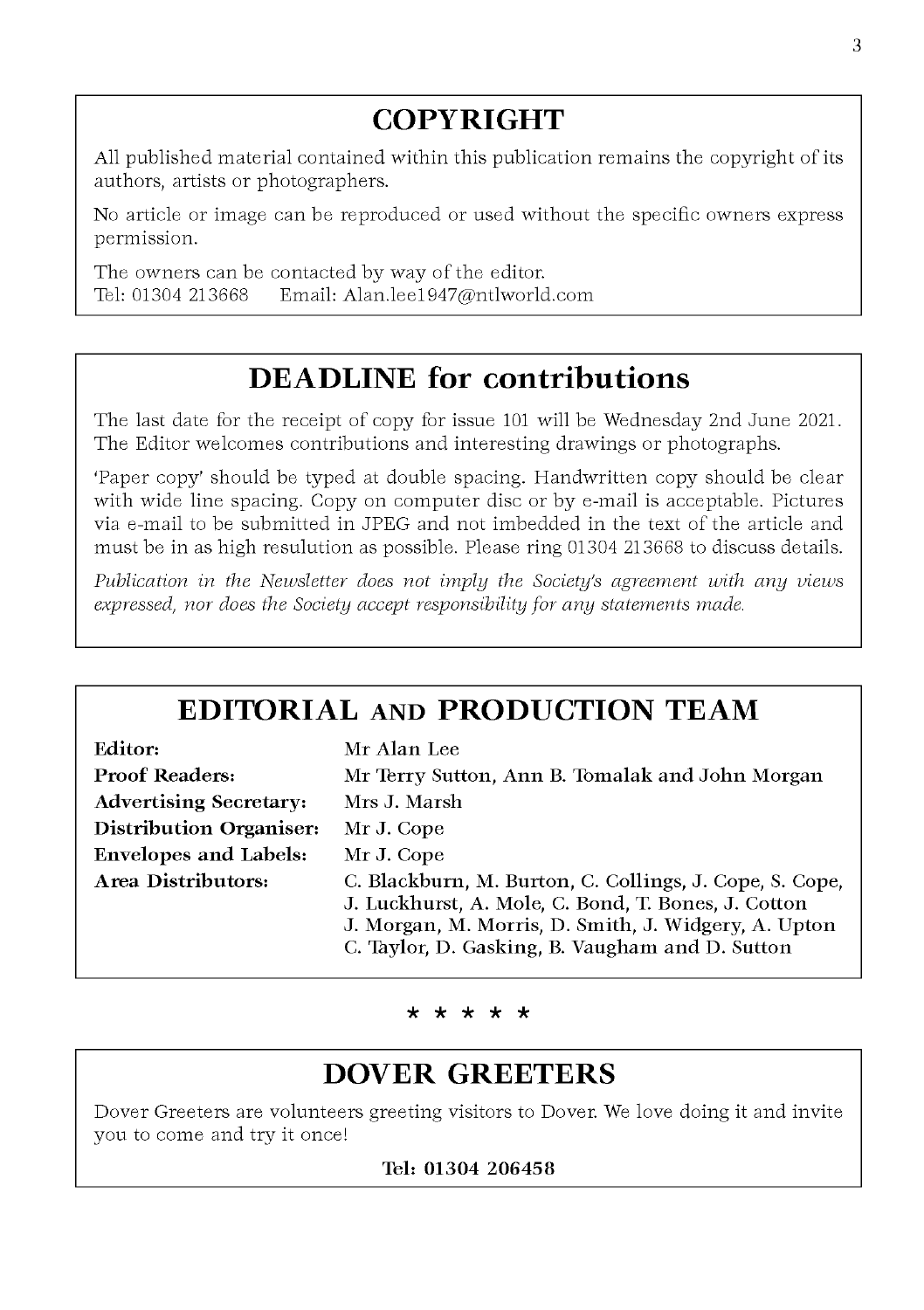## COPYRIGHT

All published material contained within this publication remains the copyright of its authors, artists or photographers.

No article or image can be reproduced or used without the specific owners express permission.

The owners can be contacted by way of the editor.
Tel: 01304 213668 Email: Alan.lee1947@ntlworld.com

## DEADLINE for contributions

The last date for the receipt of copy for issue 101 will be Wednesday 2nd June 2021. The Editor welcomes contributions and interesting drawings or photographs.

'Paper copy' should be typed at double spacing. Handwritten copy should be clear with wide line spacing. Copy on computer disc or by e-mail is acceptable. Pictures via e-mail to be submitted in JPEG and not imbedded in the text of the article and must be in as high resulution as possible. Please ring 01304 213668 to discuss details.

*Publication in the Newsletter does not imply the Society's agreement with any views expressed, nor does the Society accept responsibility for any statements made.*

## EDITORIAL AND PRODUCTION TEAM

| | |
|---|---|
| **Editor:** | Mr Alan Lee |
| **Proof Readers:** | Mr Terry Sutton, Ann B. Tomalak and John Morgan |
| **Advertising Secretary:** | Mrs J. Marsh |
| **Distribution Organiser:** | Mr J. Cope |
| **Envelopes and Labels:** | Mr J. Cope |
| **Area Distributors:** | C. Blackburn, M. Burton, C. Collings, J. Cope, S. Cope, J. Luckhurst, A. Mole, C. Bond, T. Bones, J. Cotton J. Morgan, M. Morris, D. Smith, J. Widgery, A. Upton C. Taylor, D. Gasking, B. Vaugham and D. Sutton |

\* \* \* \* \*

## DOVER GREETERS

Dover Greeters are volunteers greeting visitors to Dover. We love doing it and invite you to come and try it once!

**Tel: 01304 206458**